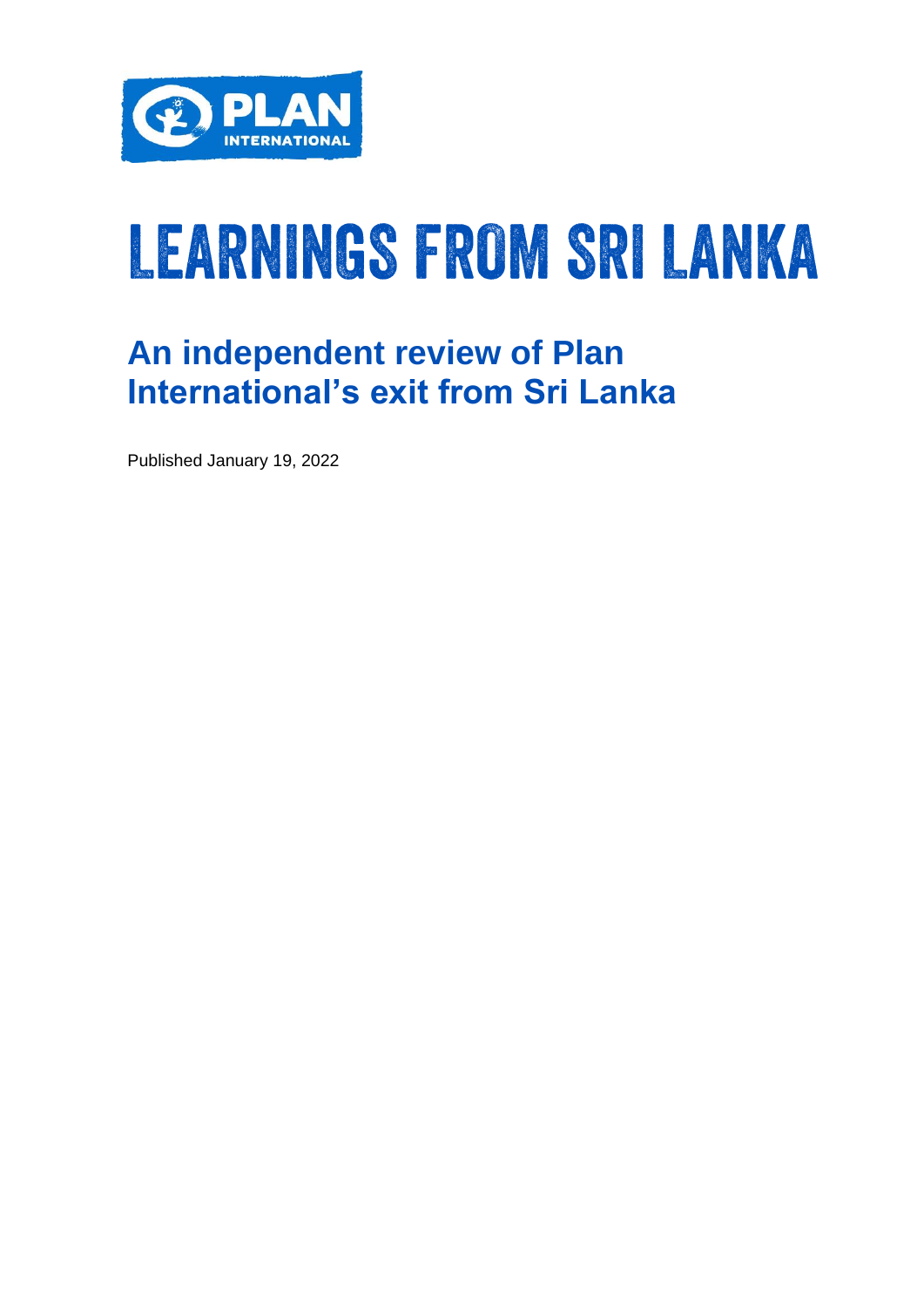PLAN INTERNATIONAL

# LEARNINGS FROM SRI LANKA

## An independent review of Plan International's exit from Sri Lanka

Published January 19, 2022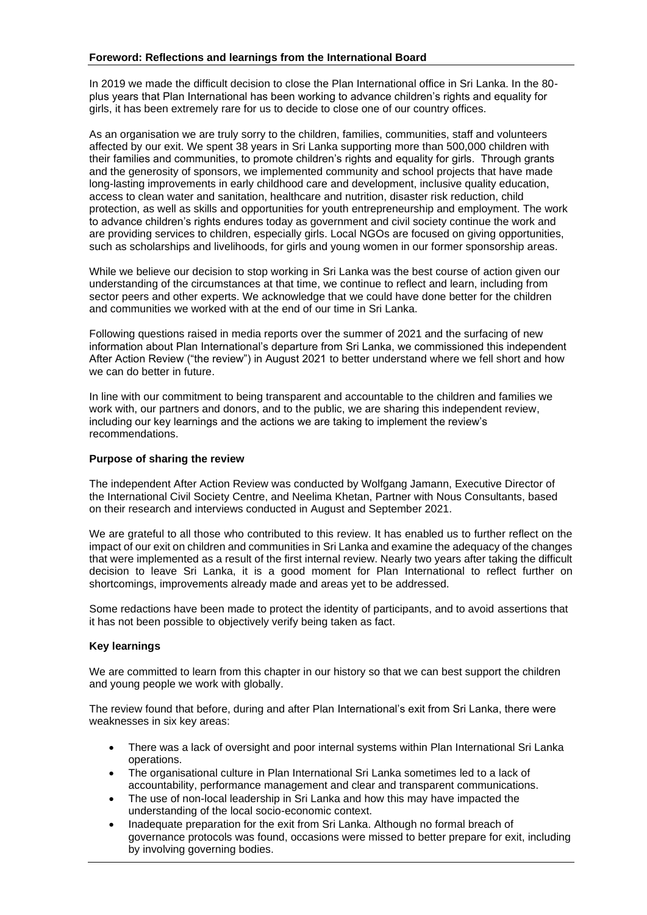## Foreword: Reflections and learnings from the International Board

In 2019 we made the difficult decision to close the Plan International office in Sri Lanka. In the 80-plus years that Plan International has been working to advance children's rights and equality for girls, it has been extremely rare for us to decide to close one of our country offices.

As an organisation we are truly sorry to the children, families, communities, staff and volunteers affected by our exit. We spent 38 years in Sri Lanka supporting more than 500,000 children with their families and communities, to promote children's rights and equality for girls. Through grants and the generosity of sponsors, we implemented community and school projects that have made long-lasting improvements in early childhood care and development, inclusive quality education, access to clean water and sanitation, healthcare and nutrition, disaster risk reduction, child protection, as well as skills and opportunities for youth entrepreneurship and employment. The work to advance children's rights endures today as government and civil society continue the work and are providing services to children, especially girls. Local NGOs are focused on giving opportunities, such as scholarships and livelihoods, for girls and young women in our former sponsorship areas.

While we believe our decision to stop working in Sri Lanka was the best course of action given our understanding of the circumstances at that time, we continue to reflect and learn, including from sector peers and other experts. We acknowledge that we could have done better for the children and communities we worked with at the end of our time in Sri Lanka.

Following questions raised in media reports over the summer of 2021 and the surfacing of new information about Plan International's departure from Sri Lanka, we commissioned this independent After Action Review ("the review") in August 2021 to better understand where we fell short and how we can do better in future.

In line with our commitment to being transparent and accountable to the children and families we work with, our partners and donors, and to the public, we are sharing this independent review, including our key learnings and the actions we are taking to implement the review's recommendations.

### Purpose of sharing the review

The independent After Action Review was conducted by Wolfgang Jamann, Executive Director of the International Civil Society Centre, and Neelima Khetan, Partner with Nous Consultants, based on their research and interviews conducted in August and September 2021.

We are grateful to all those who contributed to this review. It has enabled us to further reflect on the impact of our exit on children and communities in Sri Lanka and examine the adequacy of the changes that were implemented as a result of the first internal review. Nearly two years after taking the difficult decision to leave Sri Lanka, it is a good moment for Plan International to reflect further on shortcomings, improvements already made and areas yet to be addressed.

Some redactions have been made to protect the identity of participants, and to avoid assertions that it has not been possible to objectively verify being taken as fact.

### Key learnings

We are committed to learn from this chapter in our history so that we can best support the children and young people we work with globally.

The review found that before, during and after Plan International's exit from Sri Lanka, there were weaknesses in six key areas:

- There was a lack of oversight and poor internal systems within Plan International Sri Lanka operations.
- The organisational culture in Plan International Sri Lanka sometimes led to a lack of accountability, performance management and clear and transparent communications.
- The use of non-local leadership in Sri Lanka and how this may have impacted the understanding of the local socio-economic context.
- Inadequate preparation for the exit from Sri Lanka. Although no formal breach of governance protocols was found, occasions were missed to better prepare for exit, including by involving governing bodies.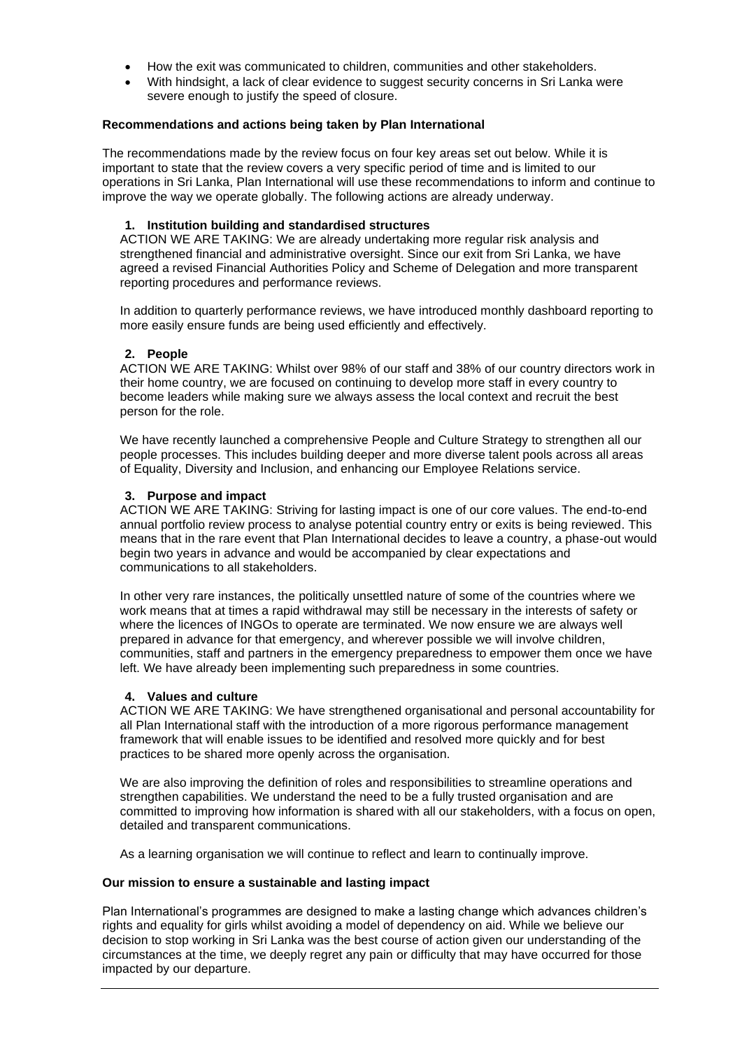- How the exit was communicated to children, communities and other stakeholders.
- With hindsight, a lack of clear evidence to suggest security concerns in Sri Lanka were severe enough to justify the speed of closure.

**Recommendations and actions being taken by Plan International**

The recommendations made by the review focus on four key areas set out below. While it is important to state that the review covers a very specific period of time and is limited to our operations in Sri Lanka, Plan International will use these recommendations to inform and continue to improve the way we operate globally. The following actions are already underway.

1. **Institution building and standardised structures**

ACTION WE ARE TAKING: We are already undertaking more regular risk analysis and strengthened financial and administrative oversight. Since our exit from Sri Lanka, we have agreed a revised Financial Authorities Policy and Scheme of Delegation and more transparent reporting procedures and performance reviews.

In addition to quarterly performance reviews, we have introduced monthly dashboard reporting to more easily ensure funds are being used efficiently and effectively.

2. **People**

ACTION WE ARE TAKING: Whilst over 98% of our staff and 38% of our country directors work in their home country, we are focused on continuing to develop more staff in every country to become leaders while making sure we always assess the local context and recruit the best person for the role.

We have recently launched a comprehensive People and Culture Strategy to strengthen all our people processes. This includes building deeper and more diverse talent pools across all areas of Equality, Diversity and Inclusion, and enhancing our Employee Relations service.

3. **Purpose and impact**

ACTION WE ARE TAKING: Striving for lasting impact is one of our core values. The end-to-end annual portfolio review process to analyse potential country entry or exits is being reviewed. This means that in the rare event that Plan International decides to leave a country, a phase-out would begin two years in advance and would be accompanied by clear expectations and communications to all stakeholders.

In other very rare instances, the politically unsettled nature of some of the countries where we work means that at times a rapid withdrawal may still be necessary in the interests of safety or where the licences of INGOs to operate are terminated. We now ensure we are always well prepared in advance for that emergency, and wherever possible we will involve children, communities, staff and partners in the emergency preparedness to empower them once we have left. We have already been implementing such preparedness in some countries.

4. **Values and culture**

ACTION WE ARE TAKING: We have strengthened organisational and personal accountability for all Plan International staff with the introduction of a more rigorous performance management framework that will enable issues to be identified and resolved more quickly and for best practices to be shared more openly across the organisation.

We are also improving the definition of roles and responsibilities to streamline operations and strengthen capabilities. We understand the need to be a fully trusted organisation and are committed to improving how information is shared with all our stakeholders, with a focus on open, detailed and transparent communications.

As a learning organisation we will continue to reflect and learn to continually improve.

**Our mission to ensure a sustainable and lasting impact**

Plan International's programmes are designed to make a lasting change which advances children's rights and equality for girls whilst avoiding a model of dependency on aid. While we believe our decision to stop working in Sri Lanka was the best course of action given our understanding of the circumstances at the time, we deeply regret any pain or difficulty that may have occurred for those impacted by our departure.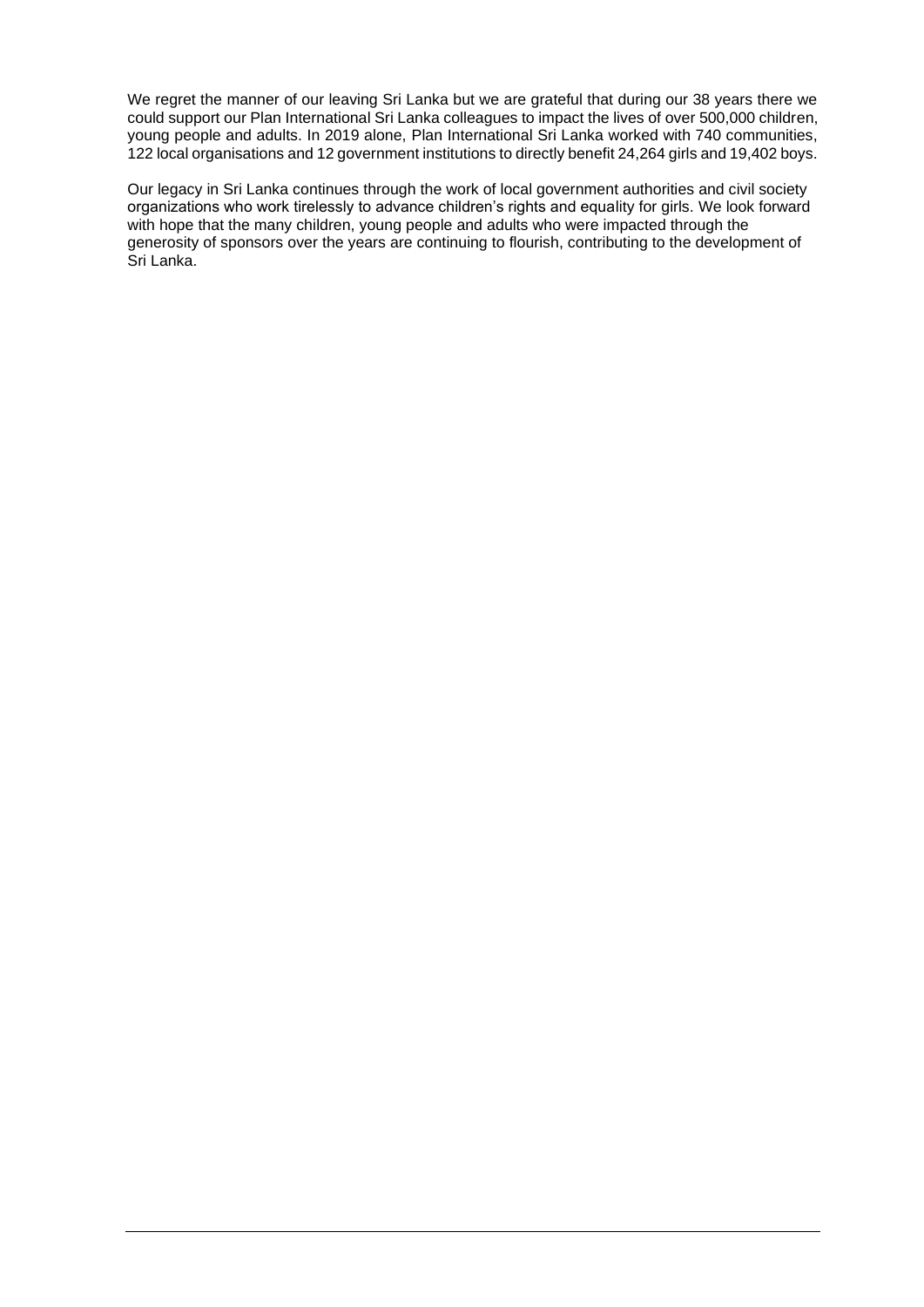We regret the manner of our leaving Sri Lanka but we are grateful that during our 38 years there we could support our Plan International Sri Lanka colleagues to impact the lives of over 500,000 children, young people and adults. In 2019 alone, Plan International Sri Lanka worked with 740 communities, 122 local organisations and 12 government institutions to directly benefit 24,264 girls and 19,402 boys.

Our legacy in Sri Lanka continues through the work of local government authorities and civil society organizations who work tirelessly to advance children's rights and equality for girls. We look forward with hope that the many children, young people and adults who were impacted through the generosity of sponsors over the years are continuing to flourish, contributing to the development of Sri Lanka.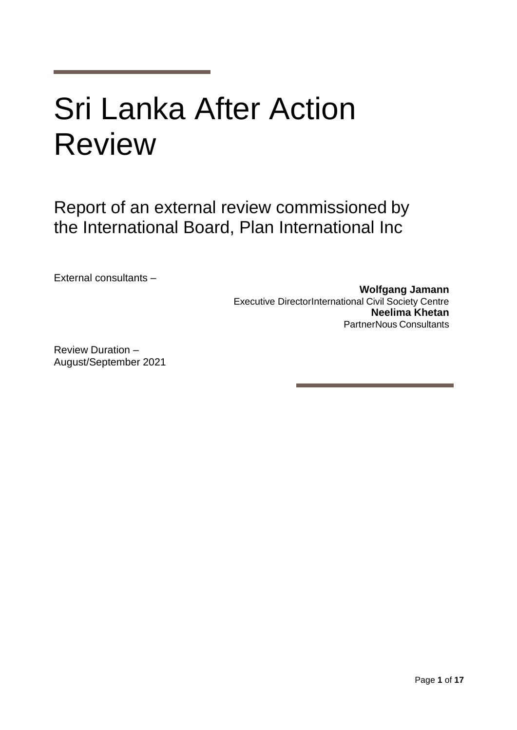# Sri Lanka After Action Review

## Report of an external review commissioned by the International Board, Plan International Inc

External consultants –

**Wolfgang Jamann**
Executive DirectorInternational Civil Society Centre
**Neelima Khetan**
PartnerNous Consultants

Review Duration –
August/September 2021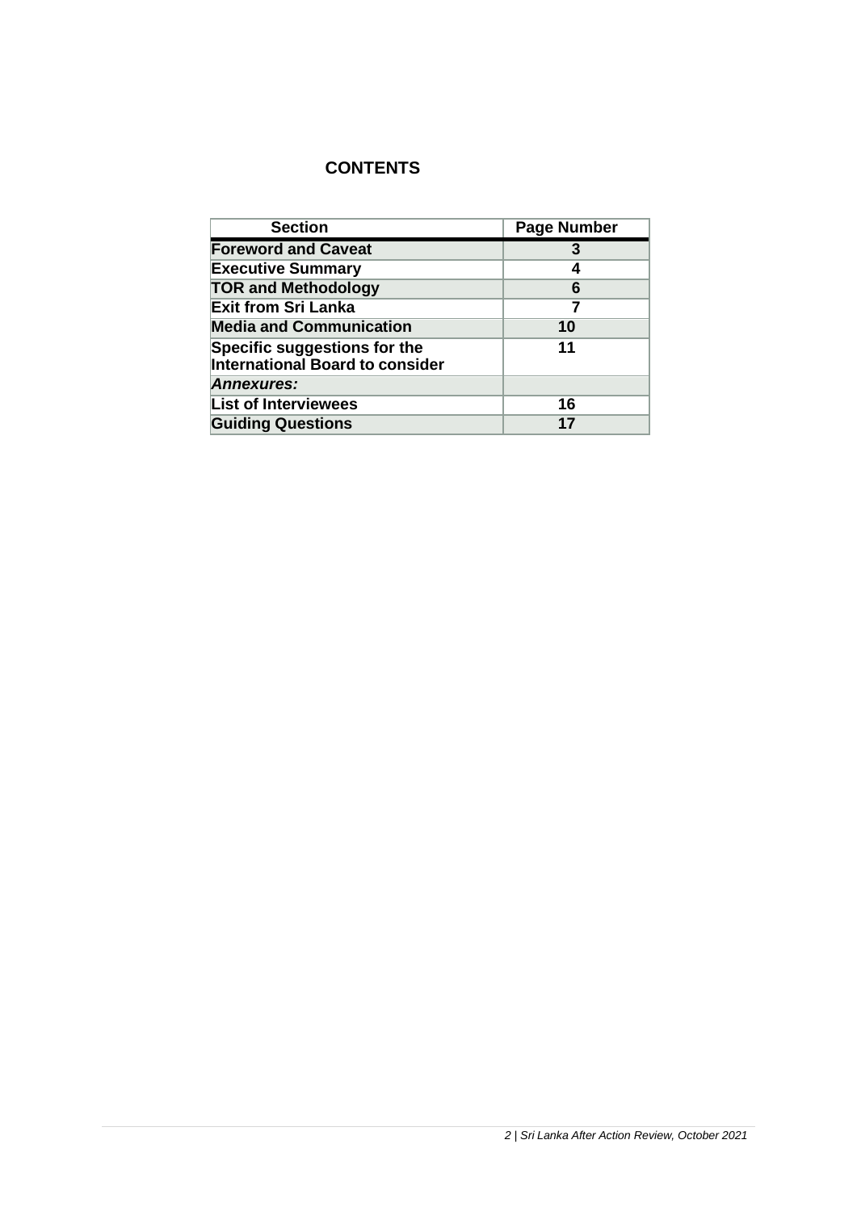## CONTENTS

| Section | Page Number |
|---|---|
| **Foreword and Caveat** | **3** |
| **Executive Summary** | **4** |
| **TOR and Methodology** | **6** |
| **Exit from Sri Lanka** | **7** |
| **Media and Communication** | **10** |
| **Specific suggestions for the International Board to consider** | **11** |
| ***Annexures:*** | |
| **List of Interviewees** | **16** |
| **Guiding Questions** | **17** |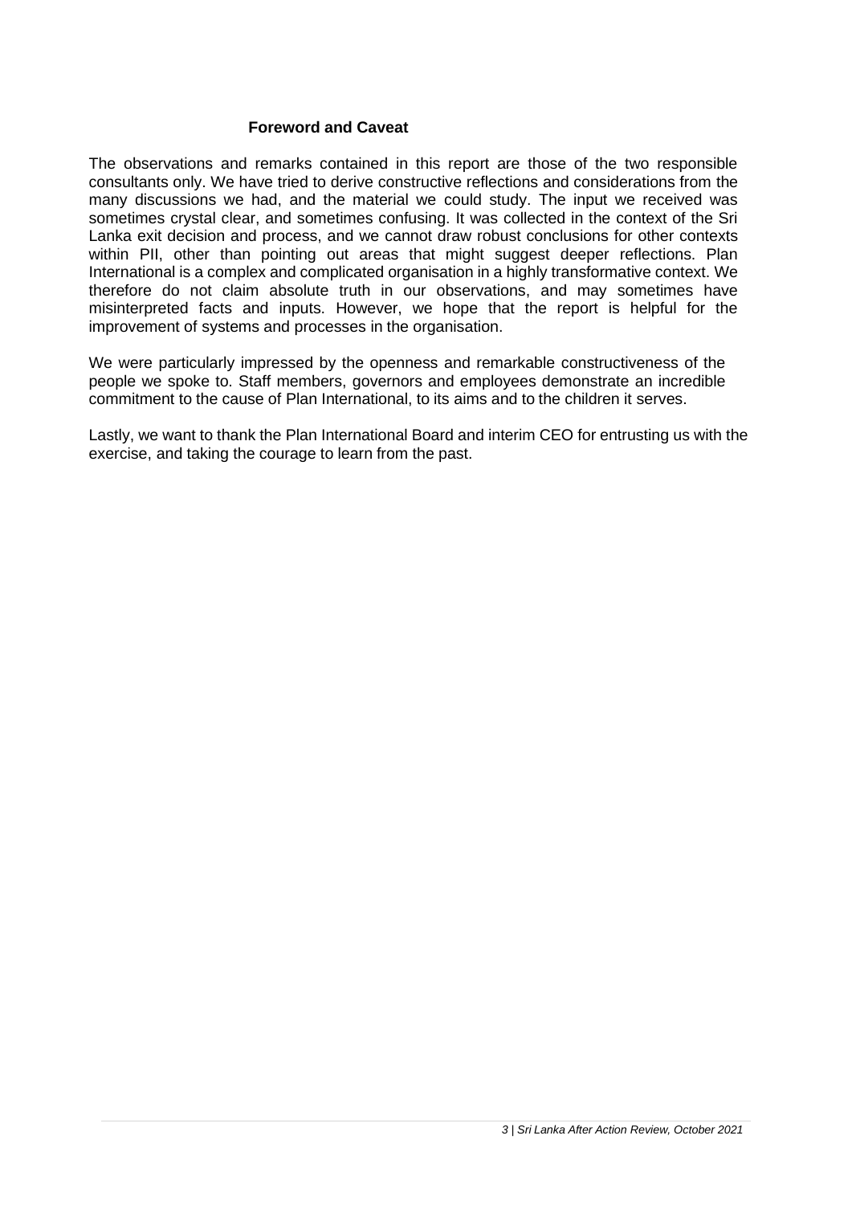## Foreword and Caveat

The observations and remarks contained in this report are those of the two responsible consultants only. We have tried to derive constructive reflections and considerations from the many discussions we had, and the material we could study. The input we received was sometimes crystal clear, and sometimes confusing. It was collected in the context of the Sri Lanka exit decision and process, and we cannot draw robust conclusions for other contexts within PII, other than pointing out areas that might suggest deeper reflections. Plan International is a complex and complicated organisation in a highly transformative context. We therefore do not claim absolute truth in our observations, and may sometimes have misinterpreted facts and inputs. However, we hope that the report is helpful for the improvement of systems and processes in the organisation.

We were particularly impressed by the openness and remarkable constructiveness of the people we spoke to. Staff members, governors and employees demonstrate an incredible commitment to the cause of Plan International, to its aims and to the children it serves.

Lastly, we want to thank the Plan International Board and interim CEO for entrusting us with the exercise, and taking the courage to learn from the past.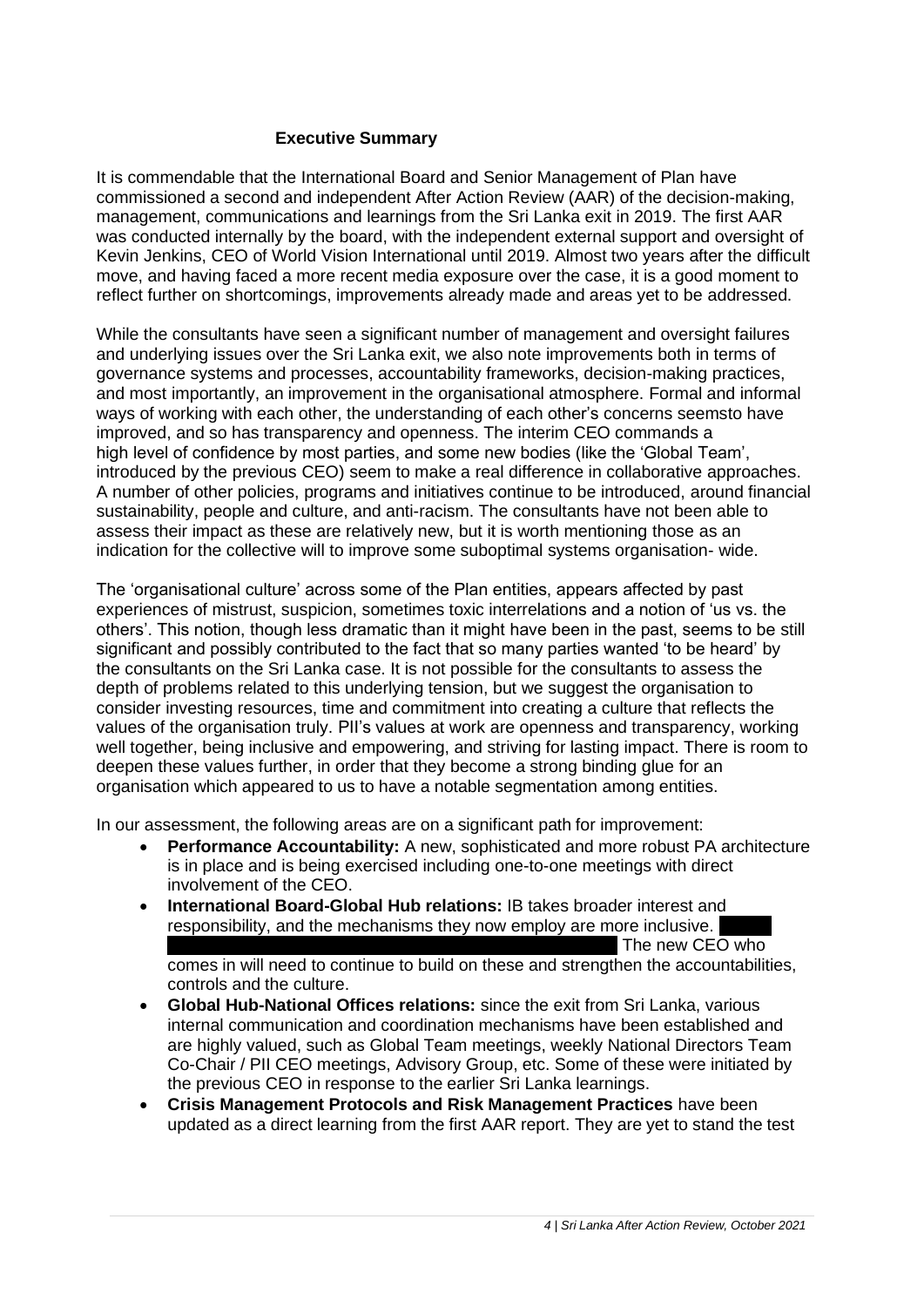**Executive Summary**

It is commendable that the International Board and Senior Management of Plan have commissioned a second and independent After Action Review (AAR) of the decision-making, management, communications and learnings from the Sri Lanka exit in 2019. The first AAR was conducted internally by the board, with the independent external support and oversight of Kevin Jenkins, CEO of World Vision International until 2019. Almost two years after the difficult move, and having faced a more recent media exposure over the case, it is a good moment to reflect further on shortcomings, improvements already made and areas yet to be addressed.

While the consultants have seen a significant number of management and oversight failures and underlying issues over the Sri Lanka exit, we also note improvements both in terms of governance systems and processes, accountability frameworks, decision-making practices, and most importantly, an improvement in the organisational atmosphere. Formal and informal ways of working with each other, the understanding of each other's concerns seemsto have improved, and so has transparency and openness. The interim CEO commands a high level of confidence by most parties, and some new bodies (like the 'Global Team', introduced by the previous CEO) seem to make a real difference in collaborative approaches. A number of other policies, programs and initiatives continue to be introduced, around financial sustainability, people and culture, and anti-racism. The consultants have not been able to assess their impact as these are relatively new, but it is worth mentioning those as an indication for the collective will to improve some suboptimal systems organisation- wide.

The 'organisational culture' across some of the Plan entities, appears affected by past experiences of mistrust, suspicion, sometimes toxic interrelations and a notion of 'us vs. the others'. This notion, though less dramatic than it might have been in the past, seems to be still significant and possibly contributed to the fact that so many parties wanted 'to be heard' by the consultants on the Sri Lanka case. It is not possible for the consultants to assess the depth of problems related to this underlying tension, but we suggest the organisation to consider investing resources, time and commitment into creating a culture that reflects the values of the organisation truly. PII's values at work are openness and transparency, working well together, being inclusive and empowering, and striving for lasting impact. There is room to deepen these values further, in order that they become a strong binding glue for an organisation which appeared to us to have a notable segmentation among entities.

In our assessment, the following areas are on a significant path for improvement:

- **Performance Accountability:** A new, sophisticated and more robust PA architecture is in place and is being exercised including one-to-one meetings with direct involvement of the CEO.
- **International Board-Global Hub relations:** IB takes broader interest and responsibility, and the mechanisms they now employ are more inclusive. [REDACTED] The new CEO who comes in will need to continue to build on these and strengthen the accountabilities, controls and the culture.
- **Global Hub-National Offices relations:** since the exit from Sri Lanka, various internal communication and coordination mechanisms have been established and are highly valued, such as Global Team meetings, weekly National Directors Team Co-Chair / PII CEO meetings, Advisory Group, etc. Some of these were initiated by the previous CEO in response to the earlier Sri Lanka learnings.
- **Crisis Management Protocols and Risk Management Practices** have been updated as a direct learning from the first AAR report. They are yet to stand the test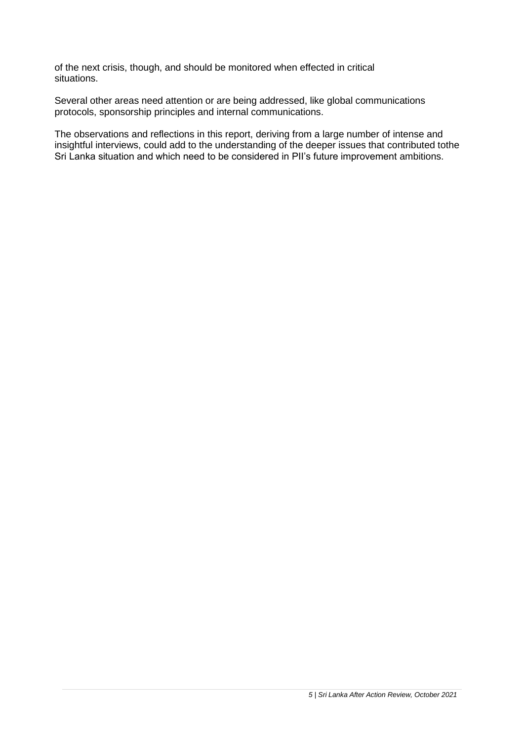of the next crisis, though, and should be monitored when effected in critical situations.

Several other areas need attention or are being addressed, like global communications protocols, sponsorship principles and internal communications.

The observations and reflections in this report, deriving from a large number of intense and insightful interviews, could add to the understanding of the deeper issues that contributed tothe Sri Lanka situation and which need to be considered in PII's future improvement ambitions.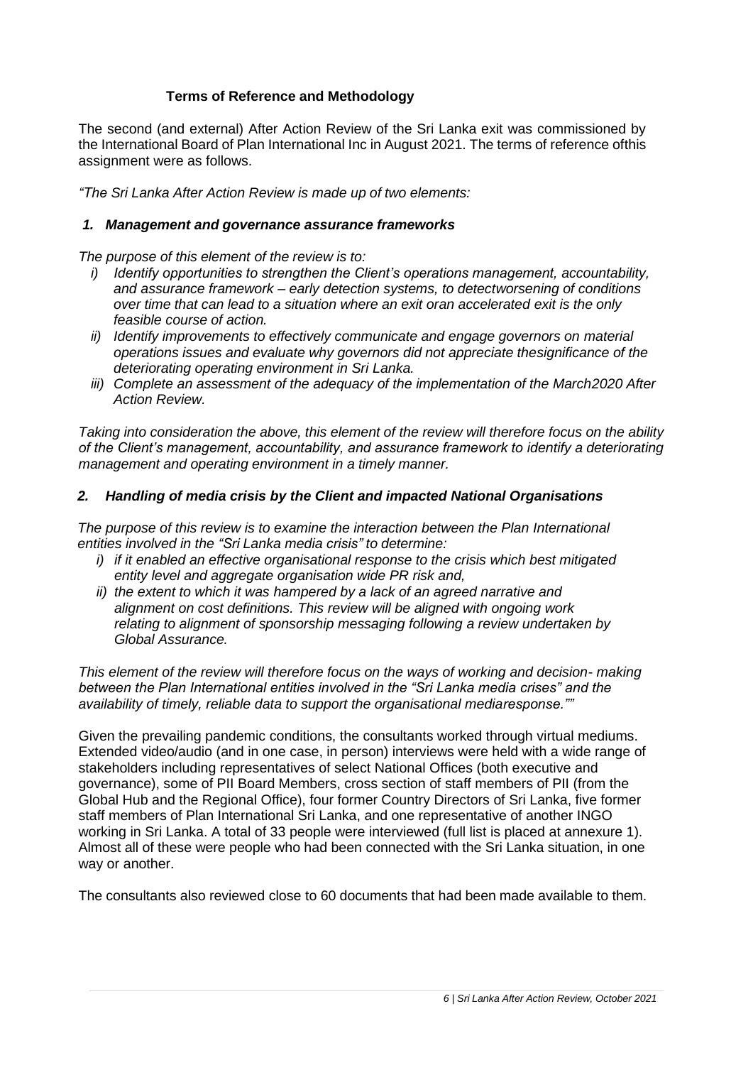## Terms of Reference and Methodology

The second (and external) After Action Review of the Sri Lanka exit was commissioned by the International Board of Plan International Inc in August 2021. The terms of reference ofthis assignment were as follows.

*"The Sri Lanka After Action Review is made up of two elements:*

### *1. Management and governance assurance frameworks*

*The purpose of this element of the review is to:*

*i) Identify opportunities to strengthen the Client's operations management, accountability, and assurance framework – early detection systems, to detectworsening of conditions over time that can lead to a situation where an exit oran accelerated exit is the only feasible course of action.*

*ii) Identify improvements to effectively communicate and engage governors on material operations issues and evaluate why governors did not appreciate thesignificance of the deteriorating operating environment in Sri Lanka.*

*iii) Complete an assessment of the adequacy of the implementation of the March2020 After Action Review.*

*Taking into consideration the above, this element of the review will therefore focus on the ability of the Client's management, accountability, and assurance framework to identify a deteriorating management and operating environment in a timely manner.*

### *2. Handling of media crisis by the Client and impacted National Organisations*

*The purpose of this review is to examine the interaction between the Plan International entities involved in the "Sri Lanka media crisis" to determine:*

*i) if it enabled an effective organisational response to the crisis which best mitigated entity level and aggregate organisation wide PR risk and,*

*ii) the extent to which it was hampered by a lack of an agreed narrative and alignment on cost definitions. This review will be aligned with ongoing work relating to alignment of sponsorship messaging following a review undertaken by Global Assurance.*

*This element of the review will therefore focus on the ways of working and decision- making between the Plan International entities involved in the "Sri Lanka media crises" and the availability of timely, reliable data to support the organisational mediaresponse.""*

Given the prevailing pandemic conditions, the consultants worked through virtual mediums. Extended video/audio (and in one case, in person) interviews were held with a wide range of stakeholders including representatives of select National Offices (both executive and governance), some of PII Board Members, cross section of staff members of PII (from the Global Hub and the Regional Office), four former Country Directors of Sri Lanka, five former staff members of Plan International Sri Lanka, and one representative of another INGO working in Sri Lanka. A total of 33 people were interviewed (full list is placed at annexure 1). Almost all of these were people who had been connected with the Sri Lanka situation, in one way or another.

The consultants also reviewed close to 60 documents that had been made available to them.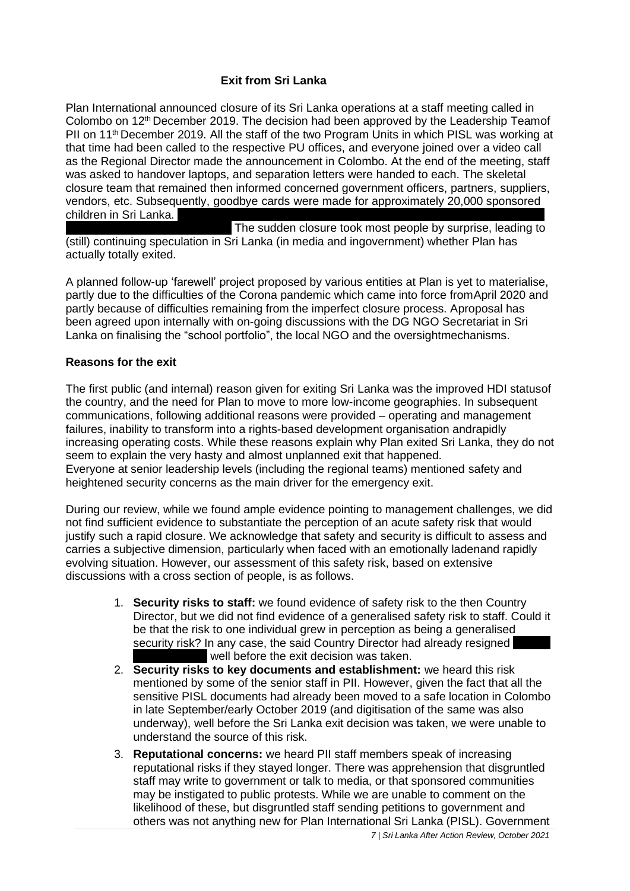## Exit from Sri Lanka

Plan International announced closure of its Sri Lanka operations at a staff meeting called in Colombo on 12th December 2019. The decision had been approved by the Leadership Teamof PII on 11th December 2019. All the staff of the two Program Units in which PISL was working at that time had been called to the respective PU offices, and everyone joined over a video call as the Regional Director made the announcement in Colombo. At the end of the meeting, staff was asked to handover laptops, and separation letters were handed to each. The skeletal closure team that remained then informed concerned government officers, partners, suppliers, vendors, etc. Subsequently, goodbye cards were made for approximately 20,000 sponsored children in Sri Lanka. ████████████████████████████████████████ The sudden closure took most people by surprise, leading to (still) continuing speculation in Sri Lanka (in media and ingovernment) whether Plan has actually totally exited.

A planned follow-up 'farewell' project proposed by various entities at Plan is yet to materialise, partly due to the difficulties of the Corona pandemic which came into force fromApril 2020 and partly because of difficulties remaining from the imperfect closure process. Aproposal has been agreed upon internally with on-going discussions with the DG NGO Secretariat in Sri Lanka on finalising the "school portfolio", the local NGO and the oversightmechanisms.

### Reasons for the exit

The first public (and internal) reason given for exiting Sri Lanka was the improved HDI statusof the country, and the need for Plan to move to more low-income geographies. In subsequent communications, following additional reasons were provided – operating and management failures, inability to transform into a rights-based development organisation andrapidly increasing operating costs. While these reasons explain why Plan exited Sri Lanka, they do not seem to explain the very hasty and almost unplanned exit that happened.
Everyone at senior leadership levels (including the regional teams) mentioned safety and heightened security concerns as the main driver for the emergency exit.

During our review, while we found ample evidence pointing to management challenges, we did not find sufficient evidence to substantiate the perception of an acute safety risk that would justify such a rapid closure. We acknowledge that safety and security is difficult to assess and carries a subjective dimension, particularly when faced with an emotionally ladenand rapidly evolving situation. However, our assessment of this safety risk, based on extensive discussions with a cross section of people, is as follows.

1. **Security risks to staff:** we found evidence of safety risk to the then Country Director, but we did not find evidence of a generalised safety risk to staff. Could it be that the risk to one individual grew in perception as being a generalised security risk? In any case, the said Country Director had already resigned ████████ well before the exit decision was taken.
2. **Security risks to key documents and establishment:** we heard this risk mentioned by some of the senior staff in PII. However, given the fact that all the sensitive PISL documents had already been moved to a safe location in Colombo in late September/early October 2019 (and digitisation of the same was also underway), well before the Sri Lanka exit decision was taken, we were unable to understand the source of this risk.
3. **Reputational concerns:** we heard PII staff members speak of increasing reputational risks if they stayed longer. There was apprehension that disgruntled staff may write to government or talk to media, or that sponsored communities may be instigated to public protests. While we are unable to comment on the likelihood of these, but disgruntled staff sending petitions to government and others was not anything new for Plan International Sri Lanka (PISL). Government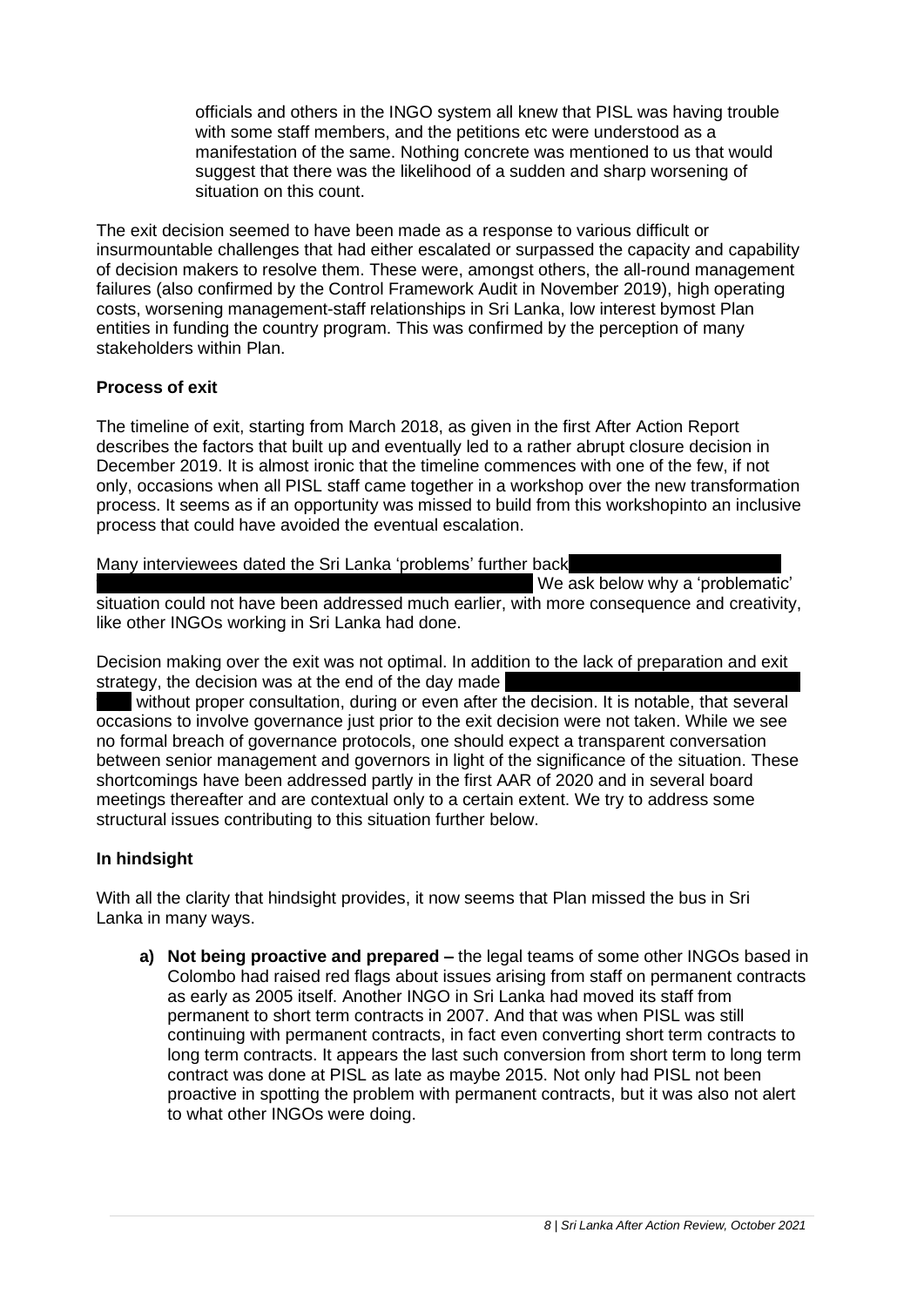officials and others in the INGO system all knew that PISL was having trouble with some staff members, and the petitions etc were understood as a manifestation of the same. Nothing concrete was mentioned to us that would suggest that there was the likelihood of a sudden and sharp worsening of situation on this count.

The exit decision seemed to have been made as a response to various difficult or insurmountable challenges that had either escalated or surpassed the capacity and capability of decision makers to resolve them. These were, amongst others, the all-round management failures (also confirmed by the Control Framework Audit in November 2019), high operating costs, worsening management-staff relationships in Sri Lanka, low interest bymost Plan entities in funding the country program. This was confirmed by the perception of many stakeholders within Plan.

### Process of exit

The timeline of exit, starting from March 2018, as given in the first After Action Report describes the factors that built up and eventually led to a rather abrupt closure decision in December 2019. It is almost ironic that the timeline commences with one of the few, if not only, occasions when all PISL staff came together in a workshop over the new transformation process. It seems as if an opportunity was missed to build from this workshopinto an inclusive process that could have avoided the eventual escalation.

Many interviewees dated the Sri Lanka 'problems' further back [redacted] We ask below why a 'problematic' situation could not have been addressed much earlier, with more consequence and creativity, like other INGOs working in Sri Lanka had done.

Decision making over the exit was not optimal. In addition to the lack of preparation and exit strategy, the decision was at the end of the day made [redacted] without proper consultation, during or even after the decision. It is notable, that several occasions to involve governance just prior to the exit decision were not taken. While we see no formal breach of governance protocols, one should expect a transparent conversation between senior management and governors in light of the significance of the situation. These shortcomings have been addressed partly in the first AAR of 2020 and in several board meetings thereafter and are contextual only to a certain extent. We try to address some structural issues contributing to this situation further below.

### In hindsight

With all the clarity that hindsight provides, it now seems that Plan missed the bus in Sri Lanka in many ways.

a) **Not being proactive and prepared –** the legal teams of some other INGOs based in Colombo had raised red flags about issues arising from staff on permanent contracts as early as 2005 itself. Another INGO in Sri Lanka had moved its staff from permanent to short term contracts in 2007. And that was when PISL was still continuing with permanent contracts, in fact even converting short term contracts to long term contracts. It appears the last such conversion from short term to long term contract was done at PISL as late as maybe 2015. Not only had PISL not been proactive in spotting the problem with permanent contracts, but it was also not alert to what other INGOs were doing.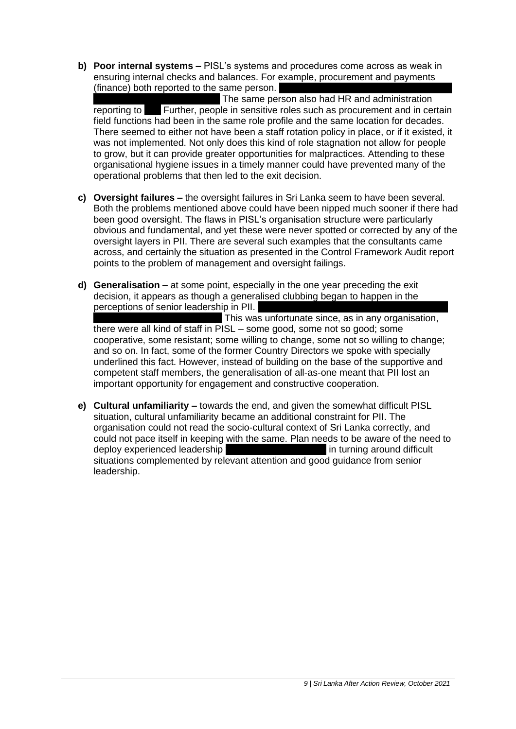b) **Poor internal systems –** PISL's systems and procedures come across as weak in ensuring internal checks and balances. For example, procurement and payments (finance) both reported to the same person. The same person also had HR and administration reporting to . Further, people in sensitive roles such as procurement and in certain field functions had been in the same role profile and the same location for decades. There seemed to either not have been a staff rotation policy in place, or if it existed, it was not implemented. Not only does this kind of role stagnation not allow for people to grow, but it can provide greater opportunities for malpractices. Attending to these organisational hygiene issues in a timely manner could have prevented many of the operational problems that then led to the exit decision.

c) **Oversight failures –** the oversight failures in Sri Lanka seem to have been several. Both the problems mentioned above could have been nipped much sooner if there had been good oversight. The flaws in PISL's organisation structure were particularly obvious and fundamental, and yet these were never spotted or corrected by any of the oversight layers in PII. There are several such examples that the consultants came across, and certainly the situation as presented in the Control Framework Audit report points to the problem of management and oversight failings.

d) **Generalisation –** at some point, especially in the one year preceding the exit decision, it appears as though a generalised clubbing began to happen in the perceptions of senior leadership in PII. This was unfortunate since, as in any organisation, there were all kind of staff in PISL – some good, some not so good; some cooperative, some resistant; some willing to change, some not so willing to change; and so on. In fact, some of the former Country Directors we spoke with specially underlined this fact. However, instead of building on the base of the supportive and competent staff members, the generalisation of all-as-one meant that PII lost an important opportunity for engagement and constructive cooperation.

e) **Cultural unfamiliarity –** towards the end, and given the somewhat difficult PISL situation, cultural unfamiliarity became an additional constraint for PII. The organisation could not read the socio-cultural context of Sri Lanka correctly, and could not pace itself in keeping with the same. Plan needs to be aware of the need to deploy experienced leadership in turning around difficult situations complemented by relevant attention and good guidance from senior leadership.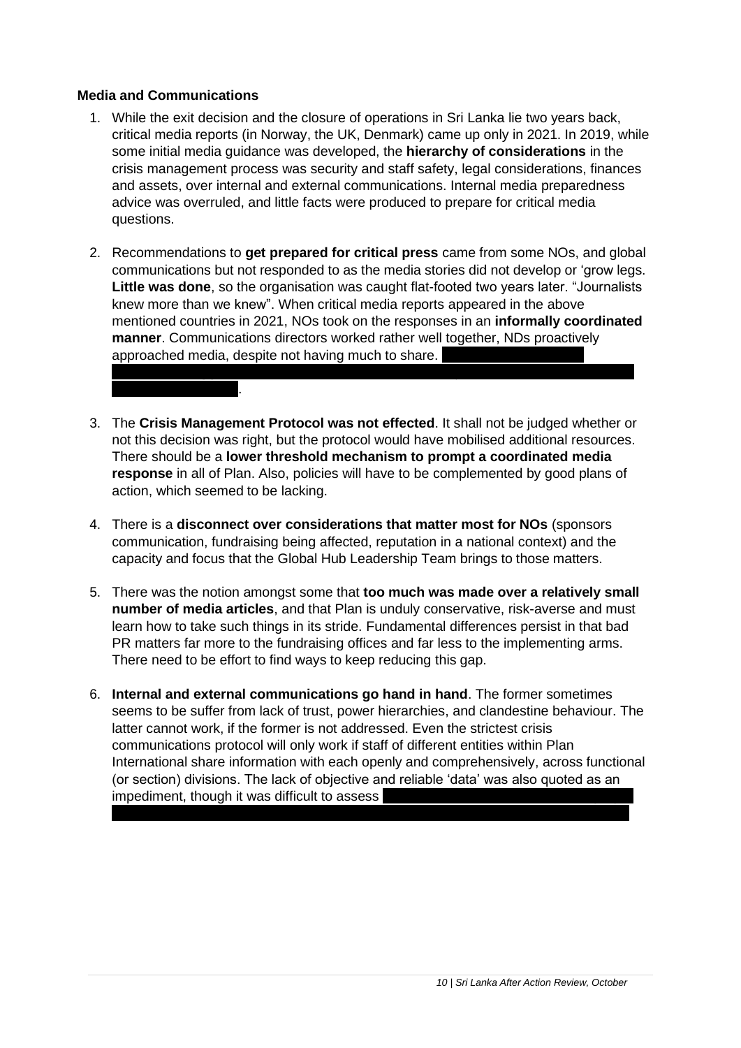**Media and Communications**

1. While the exit decision and the closure of operations in Sri Lanka lie two years back, critical media reports (in Norway, the UK, Denmark) came up only in 2021. In 2019, while some initial media guidance was developed, the **hierarchy of considerations** in the crisis management process was security and staff safety, legal considerations, finances and assets, over internal and external communications. Internal media preparedness advice was overruled, and little facts were produced to prepare for critical media questions.

2. Recommendations to **get prepared for critical press** came from some NOs, and global communications but not responded to as the media stories did not develop or 'grow legs. **Little was done**, so the organisation was caught flat-footed two years later. "Journalists knew more than we knew". When critical media reports appeared in the above mentioned countries in 2021, NOs took on the responses in an **informally coordinated manner**. Communications directors worked rather well together, NDs proactively approached media, despite not having much to share.

3. The **Crisis Management Protocol was not effected**. It shall not be judged whether or not this decision was right, but the protocol would have mobilised additional resources. There should be a **lower threshold mechanism to prompt a coordinated media response** in all of Plan. Also, policies will have to be complemented by good plans of action, which seemed to be lacking.

4. There is a **disconnect over considerations that matter most for NOs** (sponsors communication, fundraising being affected, reputation in a national context) and the capacity and focus that the Global Hub Leadership Team brings to those matters.

5. There was the notion amongst some that **too much was made over a relatively small number of media articles**, and that Plan is unduly conservative, risk-averse and must learn how to take such things in its stride. Fundamental differences persist in that bad PR matters far more to the fundraising offices and far less to the implementing arms. There need to be effort to find ways to keep reducing this gap.

6. **Internal and external communications go hand in hand**. The former sometimes seems to be suffer from lack of trust, power hierarchies, and clandestine behaviour. The latter cannot work, if the former is not addressed. Even the strictest crisis communications protocol will only work if staff of different entities within Plan International share information with each openly and comprehensively, across functional (or section) divisions. The lack of objective and reliable 'data' was also quoted as an impediment, though it was difficult to assess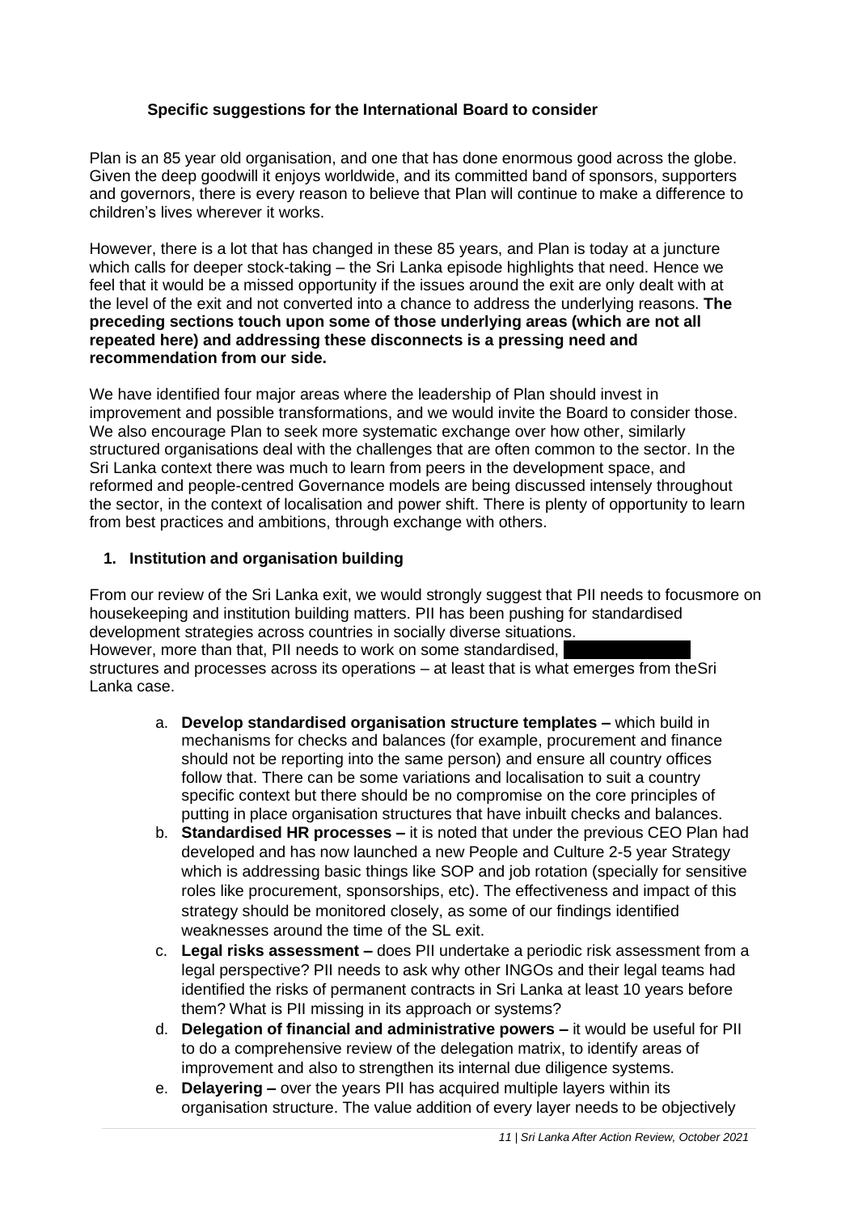### Specific suggestions for the International Board to consider

Plan is an 85 year old organisation, and one that has done enormous good across the globe. Given the deep goodwill it enjoys worldwide, and its committed band of sponsors, supporters and governors, there is every reason to believe that Plan will continue to make a difference to children's lives wherever it works.

However, there is a lot that has changed in these 85 years, and Plan is today at a juncture which calls for deeper stock-taking – the Sri Lanka episode highlights that need. Hence we feel that it would be a missed opportunity if the issues around the exit are only dealt with at the level of the exit and not converted into a chance to address the underlying reasons. **The preceding sections touch upon some of those underlying areas (which are not all repeated here) and addressing these disconnects is a pressing need and recommendation from our side.**

We have identified four major areas where the leadership of Plan should invest in improvement and possible transformations, and we would invite the Board to consider those. We also encourage Plan to seek more systematic exchange over how other, similarly structured organisations deal with the challenges that are often common to the sector. In the Sri Lanka context there was much to learn from peers in the development space, and reformed and people-centred Governance models are being discussed intensely throughout the sector, in the context of localisation and power shift. There is plenty of opportunity to learn from best practices and ambitions, through exchange with others.

1. **Institution and organisation building**

From our review of the Sri Lanka exit, we would strongly suggest that PII needs to focusmore on housekeeping and institution building matters. PII has been pushing for standardised development strategies across countries in socially diverse situations.
However, more than that, PII needs to work on some standardised, [REDACTED] structures and processes across its operations – at least that is what emerges from theSri Lanka case.

   a. **Develop standardised organisation structure templates –** which build in mechanisms for checks and balances (for example, procurement and finance should not be reporting into the same person) and ensure all country offices follow that. There can be some variations and localisation to suit a country specific context but there should be no compromise on the core principles of putting in place organisation structures that have inbuilt checks and balances.
   b. **Standardised HR processes –** it is noted that under the previous CEO Plan had developed and has now launched a new People and Culture 2-5 year Strategy which is addressing basic things like SOP and job rotation (specially for sensitive roles like procurement, sponsorships, etc). The effectiveness and impact of this strategy should be monitored closely, as some of our findings identified weaknesses around the time of the SL exit.
   c. **Legal risks assessment –** does PII undertake a periodic risk assessment from a legal perspective? PII needs to ask why other INGOs and their legal teams had identified the risks of permanent contracts in Sri Lanka at least 10 years before them? What is PII missing in its approach or systems?
   d. **Delegation of financial and administrative powers –** it would be useful for PII to do a comprehensive review of the delegation matrix, to identify areas of improvement and also to strengthen its internal due diligence systems.
   e. **Delayering –** over the years PII has acquired multiple layers within its organisation structure. The value addition of every layer needs to be objectively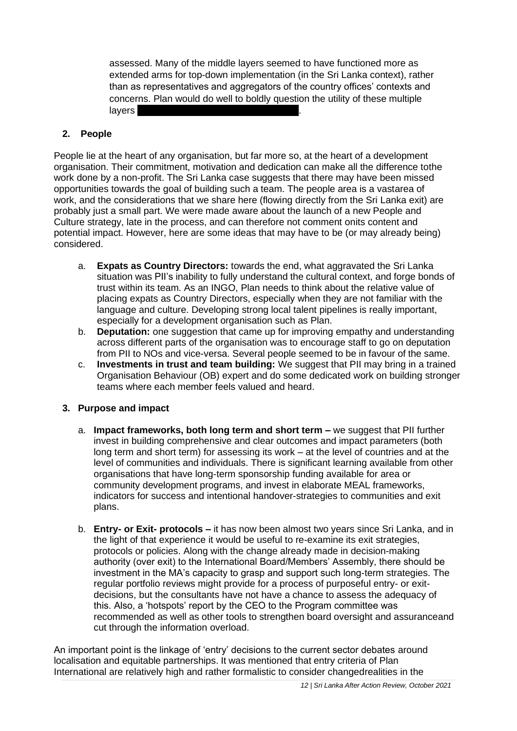assessed. Many of the middle layers seemed to have functioned more as extended arms for top-down implementation (in the Sri Lanka context), rather than as representatives and aggregators of the country offices' contexts and concerns. Plan would do well to boldly question the utility of these multiple layers .

## 2. People

People lie at the heart of any organisation, but far more so, at the heart of a development organisation. Their commitment, motivation and dedication can make all the difference tothe work done by a non-profit. The Sri Lanka case suggests that there may have been missed opportunities towards the goal of building such a team. The people area is a vastarea of work, and the considerations that we share here (flowing directly from the Sri Lanka exit) are probably just a small part. We were made aware about the launch of a new People and Culture strategy, late in the process, and can therefore not comment onits content and potential impact. However, here are some ideas that may have to be (or may already being) considered.

a. **Expats as Country Directors:** towards the end, what aggravated the Sri Lanka situation was PII's inability to fully understand the cultural context, and forge bonds of trust within its team. As an INGO, Plan needs to think about the relative value of placing expats as Country Directors, especially when they are not familiar with the language and culture. Developing strong local talent pipelines is really important, especially for a development organisation such as Plan.
b. **Deputation:** one suggestion that came up for improving empathy and understanding across different parts of the organisation was to encourage staff to go on deputation from PII to NOs and vice-versa. Several people seemed to be in favour of the same.
c. **Investments in trust and team building:** We suggest that PII may bring in a trained Organisation Behaviour (OB) expert and do some dedicated work on building stronger teams where each member feels valued and heard.

## 3. Purpose and impact

a. **Impact frameworks, both long term and short term –** we suggest that PII further invest in building comprehensive and clear outcomes and impact parameters (both long term and short term) for assessing its work – at the level of countries and at the level of communities and individuals. There is significant learning available from other organisations that have long-term sponsorship funding available for area or community development programs, and invest in elaborate MEAL frameworks, indicators for success and intentional handover-strategies to communities and exit plans.

b. **Entry- or Exit- protocols –** it has now been almost two years since Sri Lanka, and in the light of that experience it would be useful to re-examine its exit strategies, protocols or policies. Along with the change already made in decision-making authority (over exit) to the International Board/Members' Assembly, there should be investment in the MA's capacity to grasp and support such long-term strategies. The regular portfolio reviews might provide for a process of purposeful entry- or exit-decisions, but the consultants have not have a chance to assess the adequacy of this. Also, a 'hotspots' report by the CEO to the Program committee was recommended as well as other tools to strengthen board oversight and assuranceand cut through the information overload.

An important point is the linkage of 'entry' decisions to the current sector debates around localisation and equitable partnerships. It was mentioned that entry criteria of Plan International are relatively high and rather formalistic to consider changedrealities in the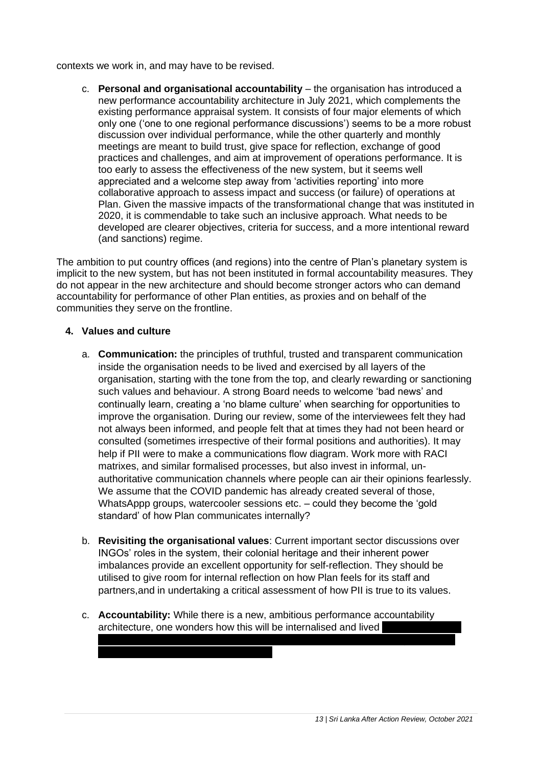contexts we work in, and may have to be revised.

c. **Personal and organisational accountability** – the organisation has introduced a new performance accountability architecture in July 2021, which complements the existing performance appraisal system. It consists of four major elements of which only one ('one to one regional performance discussions') seems to be a more robust discussion over individual performance, while the other quarterly and monthly meetings are meant to build trust, give space for reflection, exchange of good practices and challenges, and aim at improvement of operations performance. It is too early to assess the effectiveness of the new system, but it seems well appreciated and a welcome step away from 'activities reporting' into more collaborative approach to assess impact and success (or failure) of operations at Plan. Given the massive impacts of the transformational change that was instituted in 2020, it is commendable to take such an inclusive approach. What needs to be developed are clearer objectives, criteria for success, and a more intentional reward (and sanctions) regime.

The ambition to put country offices (and regions) into the centre of Plan's planetary system is implicit to the new system, but has not been instituted in formal accountability measures. They do not appear in the new architecture and should become stronger actors who can demand accountability for performance of other Plan entities, as proxies and on behalf of the communities they serve on the frontline.

4. **Values and culture**

a. **Communication:** the principles of truthful, trusted and transparent communication inside the organisation needs to be lived and exercised by all layers of the organisation, starting with the tone from the top, and clearly rewarding or sanctioning such values and behaviour. A strong Board needs to welcome 'bad news' and continually learn, creating a 'no blame culture' when searching for opportunities to improve the organisation. During our review, some of the interviewees felt they had not always been informed, and people felt that at times they had not been heard or consulted (sometimes irrespective of their formal positions and authorities). It may help if PII were to make a communications flow diagram. Work more with RACI matrixes, and similar formalised processes, but also invest in informal, un-authoritative communication channels where people can air their opinions fearlessly. We assume that the COVID pandemic has already created several of those, WhatsAppp groups, watercooler sessions etc. – could they become the 'gold standard' of how Plan communicates internally?

b. **Revisiting the organisational values**: Current important sector discussions over INGOs' roles in the system, their colonial heritage and their inherent power imbalances provide an excellent opportunity for self-reflection. They should be utilised to give room for internal reflection on how Plan feels for its staff and partners,and in undertaking a critical assessment of how PII is true to its values.

c. **Accountability:** While there is a new, ambitious performance accountability architecture, one wonders how this will be internalised and lived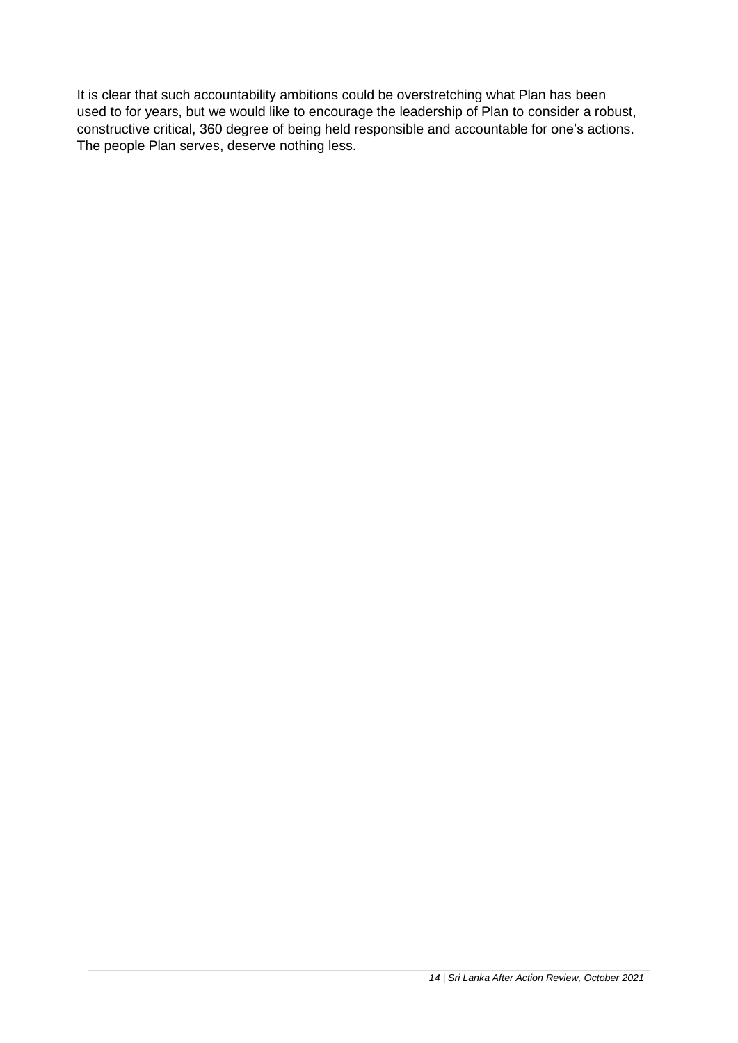It is clear that such accountability ambitions could be overstretching what Plan has been used to for years, but we would like to encourage the leadership of Plan to consider a robust, constructive critical, 360 degree of being held responsible and accountable for one's actions. The people Plan serves, deserve nothing less.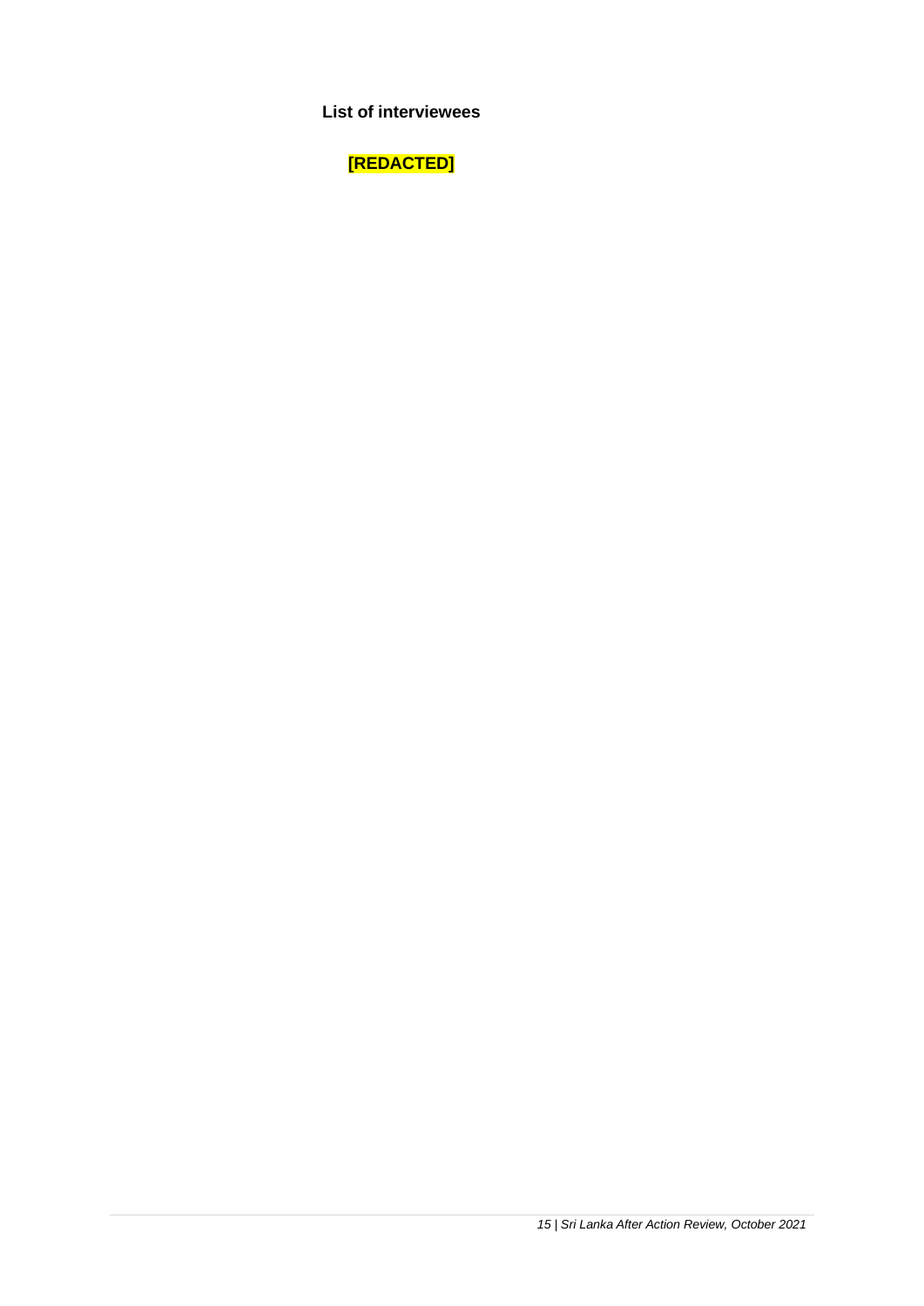**List of interviewees**

**[REDACTED]**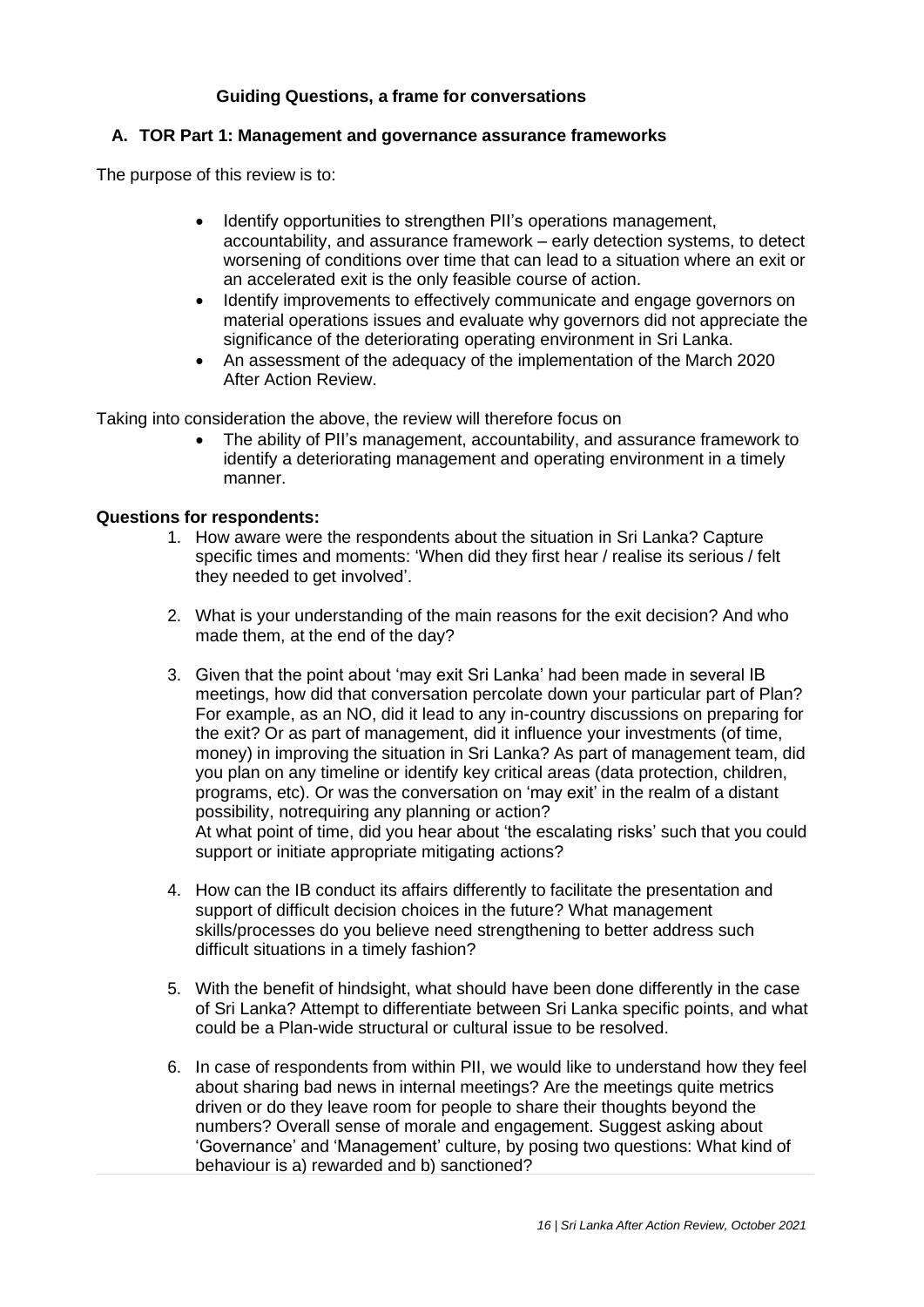**Guiding Questions, a frame for conversations**

**A. TOR Part 1: Management and governance assurance frameworks**

The purpose of this review is to:

- Identify opportunities to strengthen PII's operations management, accountability, and assurance framework – early detection systems, to detect worsening of conditions over time that can lead to a situation where an exit or an accelerated exit is the only feasible course of action.
- Identify improvements to effectively communicate and engage governors on material operations issues and evaluate why governors did not appreciate the significance of the deteriorating operating environment in Sri Lanka.
- An assessment of the adequacy of the implementation of the March 2020 After Action Review.

Taking into consideration the above, the review will therefore focus on

- The ability of PII's management, accountability, and assurance framework to identify a deteriorating management and operating environment in a timely manner.

**Questions for respondents:**

1. How aware were the respondents about the situation in Sri Lanka? Capture specific times and moments: 'When did they first hear / realise its serious / felt they needed to get involved'.

2. What is your understanding of the main reasons for the exit decision? And who made them, at the end of the day?

3. Given that the point about 'may exit Sri Lanka' had been made in several IB meetings, how did that conversation percolate down your particular part of Plan? For example, as an NO, did it lead to any in-country discussions on preparing for the exit? Or as part of management, did it influence your investments (of time, money) in improving the situation in Sri Lanka? As part of management team, did you plan on any timeline or identify key critical areas (data protection, children, programs, etc). Or was the conversation on 'may exit' in the realm of a distant possibility, notrequiring any planning or action?
   At what point of time, did you hear about 'the escalating risks' such that you could support or initiate appropriate mitigating actions?

4. How can the IB conduct its affairs differently to facilitate the presentation and support of difficult decision choices in the future? What management skills/processes do you believe need strengthening to better address such difficult situations in a timely fashion?

5. With the benefit of hindsight, what should have been done differently in the case of Sri Lanka? Attempt to differentiate between Sri Lanka specific points, and what could be a Plan-wide structural or cultural issue to be resolved.

6. In case of respondents from within PII, we would like to understand how they feel about sharing bad news in internal meetings? Are the meetings quite metrics driven or do they leave room for people to share their thoughts beyond the numbers? Overall sense of morale and engagement. Suggest asking about 'Governance' and 'Management' culture, by posing two questions: What kind of behaviour is a) rewarded and b) sanctioned?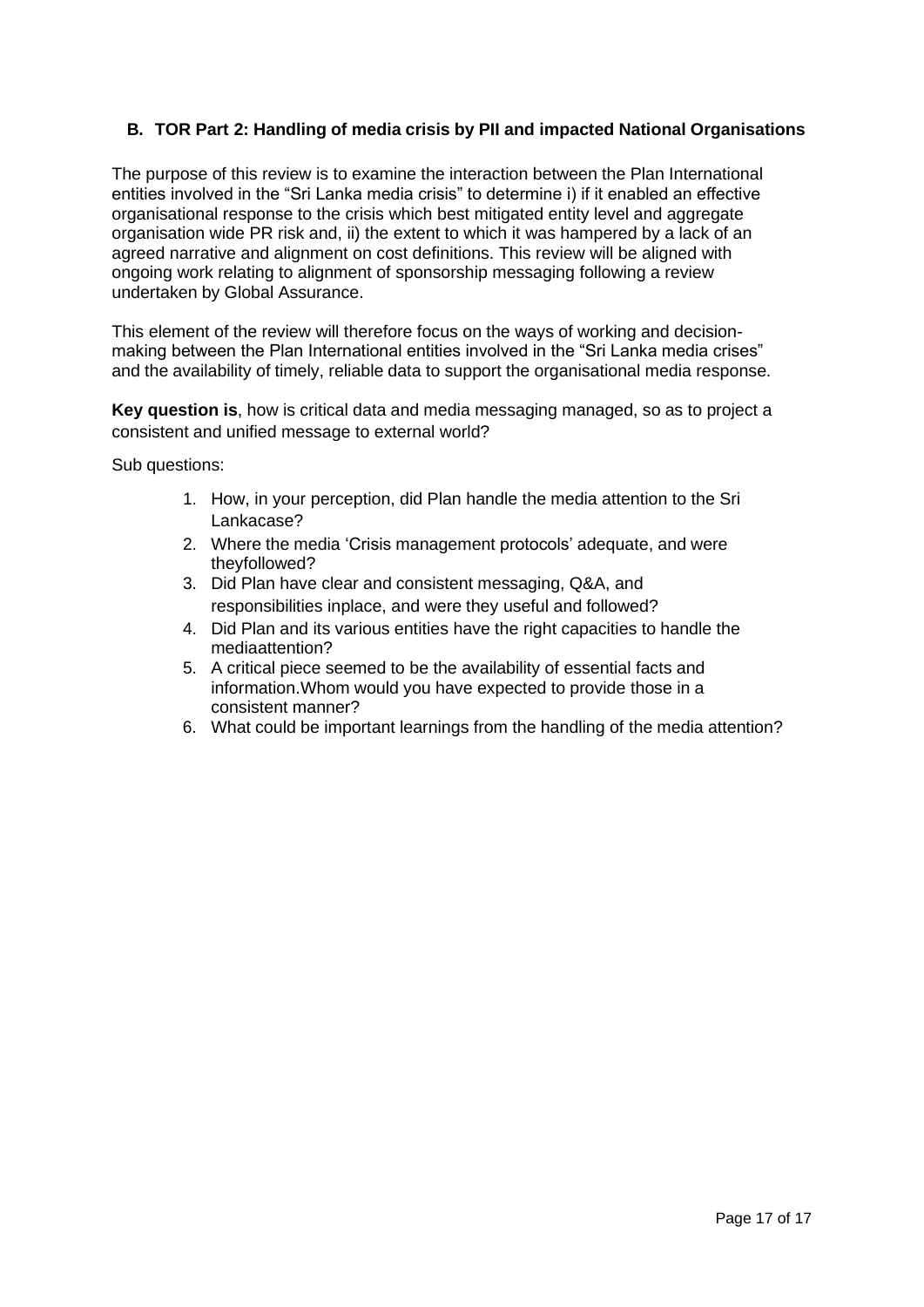## B. TOR Part 2: Handling of media crisis by PII and impacted National Organisations

The purpose of this review is to examine the interaction between the Plan International entities involved in the "Sri Lanka media crisis" to determine i) if it enabled an effective organisational response to the crisis which best mitigated entity level and aggregate organisation wide PR risk and, ii) the extent to which it was hampered by a lack of an agreed narrative and alignment on cost definitions. This review will be aligned with ongoing work relating to alignment of sponsorship messaging following a review undertaken by Global Assurance.

This element of the review will therefore focus on the ways of working and decision-making between the Plan International entities involved in the "Sri Lanka media crises" and the availability of timely, reliable data to support the organisational media response.

**Key question is**, how is critical data and media messaging managed, so as to project a consistent and unified message to external world?

Sub questions:

1. How, in your perception, did Plan handle the media attention to the Sri Lankacase?
2. Where the media 'Crisis management protocols' adequate, and were theyfollowed?
3. Did Plan have clear and consistent messaging, Q&A, and responsibilities inplace, and were they useful and followed?
4. Did Plan and its various entities have the right capacities to handle the mediaattention?
5. A critical piece seemed to be the availability of essential facts and information.Whom would you have expected to provide those in a consistent manner?
6. What could be important learnings from the handling of the media attention?